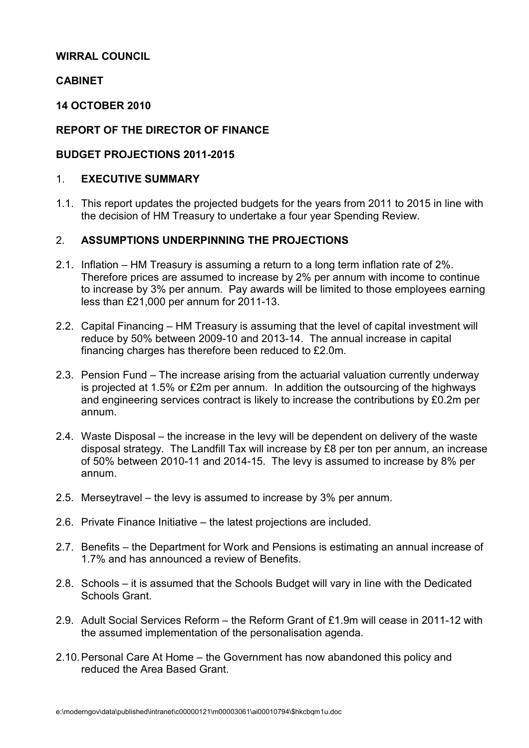**WIRRAL COUNCIL**

**CABINET**

**14 OCTOBER 2010**

**REPORT OF THE DIRECTOR OF FINANCE**

**BUDGET PROJECTIONS 2011-2015**

## 1. EXECUTIVE SUMMARY

1.1. This report updates the projected budgets for the years from 2011 to 2015 in line with the decision of HM Treasury to undertake a four year Spending Review.

## 2. ASSUMPTIONS UNDERPINNING THE PROJECTIONS

2.1. Inflation – HM Treasury is assuming a return to a long term inflation rate of 2%. Therefore prices are assumed to increase by 2% per annum with income to continue to increase by 3% per annum. Pay awards will be limited to those employees earning less than £21,000 per annum for 2011-13.

2.2. Capital Financing – HM Treasury is assuming that the level of capital investment will reduce by 50% between 2009-10 and 2013-14. The annual increase in capital financing charges has therefore been reduced to £2.0m.

2.3. Pension Fund – The increase arising from the actuarial valuation currently underway is projected at 1.5% or £2m per annum. In addition the outsourcing of the highways and engineering services contract is likely to increase the contributions by £0.2m per annum.

2.4. Waste Disposal – the increase in the levy will be dependent on delivery of the waste disposal strategy. The Landfill Tax will increase by £8 per ton per annum, an increase of 50% between 2010-11 and 2014-15. The levy is assumed to increase by 8% per annum.

2.5. Merseytravel – the levy is assumed to increase by 3% per annum.

2.6. Private Finance Initiative – the latest projections are included.

2.7. Benefits – the Department for Work and Pensions is estimating an annual increase of 1.7% and has announced a review of Benefits.

2.8. Schools – it is assumed that the Schools Budget will vary in line with the Dedicated Schools Grant.

2.9. Adult Social Services Reform – the Reform Grant of £1.9m will cease in 2011-12 with the assumed implementation of the personalisation agenda.

2.10. Personal Care At Home – the Government has now abandoned this policy and reduced the Area Based Grant.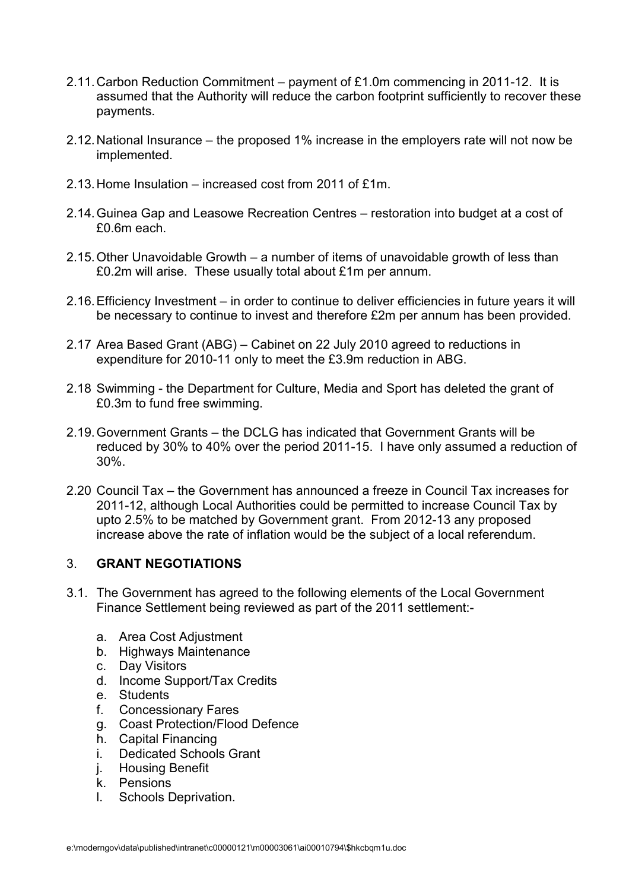2.11. Carbon Reduction Commitment – payment of £1.0m commencing in 2011-12. It is assumed that the Authority will reduce the carbon footprint sufficiently to recover these payments.

2.12. National Insurance – the proposed 1% increase in the employers rate will not now be implemented.

2.13. Home Insulation – increased cost from 2011 of £1m.

2.14. Guinea Gap and Leasowe Recreation Centres – restoration into budget at a cost of £0.6m each.

2.15. Other Unavoidable Growth – a number of items of unavoidable growth of less than £0.2m will arise. These usually total about £1m per annum.

2.16. Efficiency Investment – in order to continue to deliver efficiencies in future years it will be necessary to continue to invest and therefore £2m per annum has been provided.

2.17 Area Based Grant (ABG) – Cabinet on 22 July 2010 agreed to reductions in expenditure for 2010-11 only to meet the £3.9m reduction in ABG.

2.18 Swimming - the Department for Culture, Media and Sport has deleted the grant of £0.3m to fund free swimming.

2.19. Government Grants – the DCLG has indicated that Government Grants will be reduced by 30% to 40% over the period 2011-15. I have only assumed a reduction of 30%.

2.20 Council Tax – the Government has announced a freeze in Council Tax increases for 2011-12, although Local Authorities could be permitted to increase Council Tax by upto 2.5% to be matched by Government grant. From 2012-13 any proposed increase above the rate of inflation would be the subject of a local referendum.

## 3. GRANT NEGOTIATIONS

3.1. The Government has agreed to the following elements of the Local Government Finance Settlement being reviewed as part of the 2011 settlement:-

a. Area Cost Adjustment
b. Highways Maintenance
c. Day Visitors
d. Income Support/Tax Credits
e. Students
f. Concessionary Fares
g. Coast Protection/Flood Defence
h. Capital Financing
i. Dedicated Schools Grant
j. Housing Benefit
k. Pensions
l. Schools Deprivation.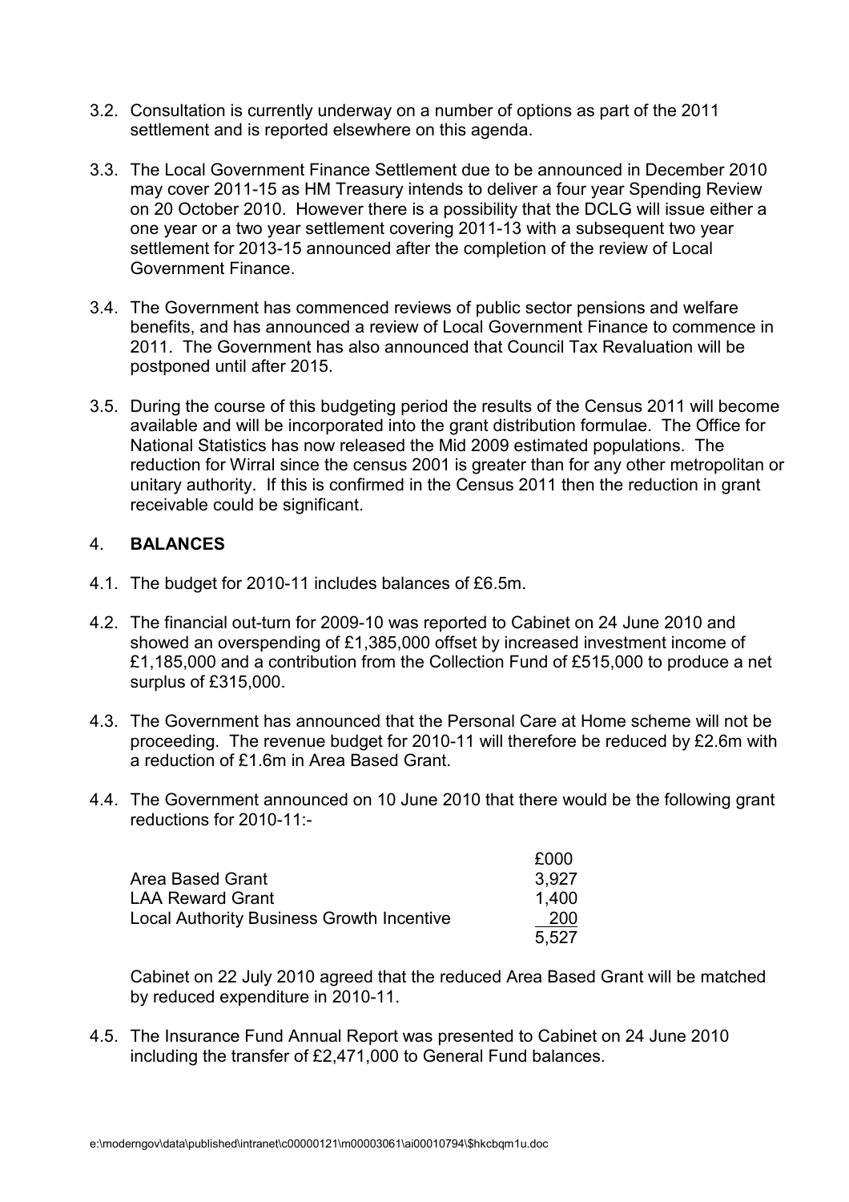3.2. Consultation is currently underway on a number of options as part of the 2011 settlement and is reported elsewhere on this agenda.

3.3. The Local Government Finance Settlement due to be announced in December 2010 may cover 2011-15 as HM Treasury intends to deliver a four year Spending Review on 20 October 2010. However there is a possibility that the DCLG will issue either a one year or a two year settlement covering 2011-13 with a subsequent two year settlement for 2013-15 announced after the completion of the review of Local Government Finance.

3.4. The Government has commenced reviews of public sector pensions and welfare benefits, and has announced a review of Local Government Finance to commence in 2011. The Government has also announced that Council Tax Revaluation will be postponed until after 2015.

3.5. During the course of this budgeting period the results of the Census 2011 will become available and will be incorporated into the grant distribution formulae. The Office for National Statistics has now released the Mid 2009 estimated populations. The reduction for Wirral since the census 2001 is greater than for any other metropolitan or unitary authority. If this is confirmed in the Census 2011 then the reduction in grant receivable could be significant.

## 4. BALANCES

4.1. The budget for 2010-11 includes balances of £6.5m.

4.2. The financial out-turn for 2009-10 was reported to Cabinet on 24 June 2010 and showed an overspending of £1,385,000 offset by increased investment income of £1,185,000 and a contribution from the Collection Fund of £515,000 to produce a net surplus of £315,000.

4.3. The Government has announced that the Personal Care at Home scheme will not be proceeding. The revenue budget for 2010-11 will therefore be reduced by £2.6m with a reduction of £1.6m in Area Based Grant.

4.4. The Government announced on 10 June 2010 that there would be the following grant reductions for 2010-11:-

| | £000 |
|---|---|
| Area Based Grant | 3,927 |
| LAA Reward Grant | 1,400 |
| Local Authority Business Growth Incentive | 200 |
| | 5,527 |

Cabinet on 22 July 2010 agreed that the reduced Area Based Grant will be matched by reduced expenditure in 2010-11.

4.5. The Insurance Fund Annual Report was presented to Cabinet on 24 June 2010 including the transfer of £2,471,000 to General Fund balances.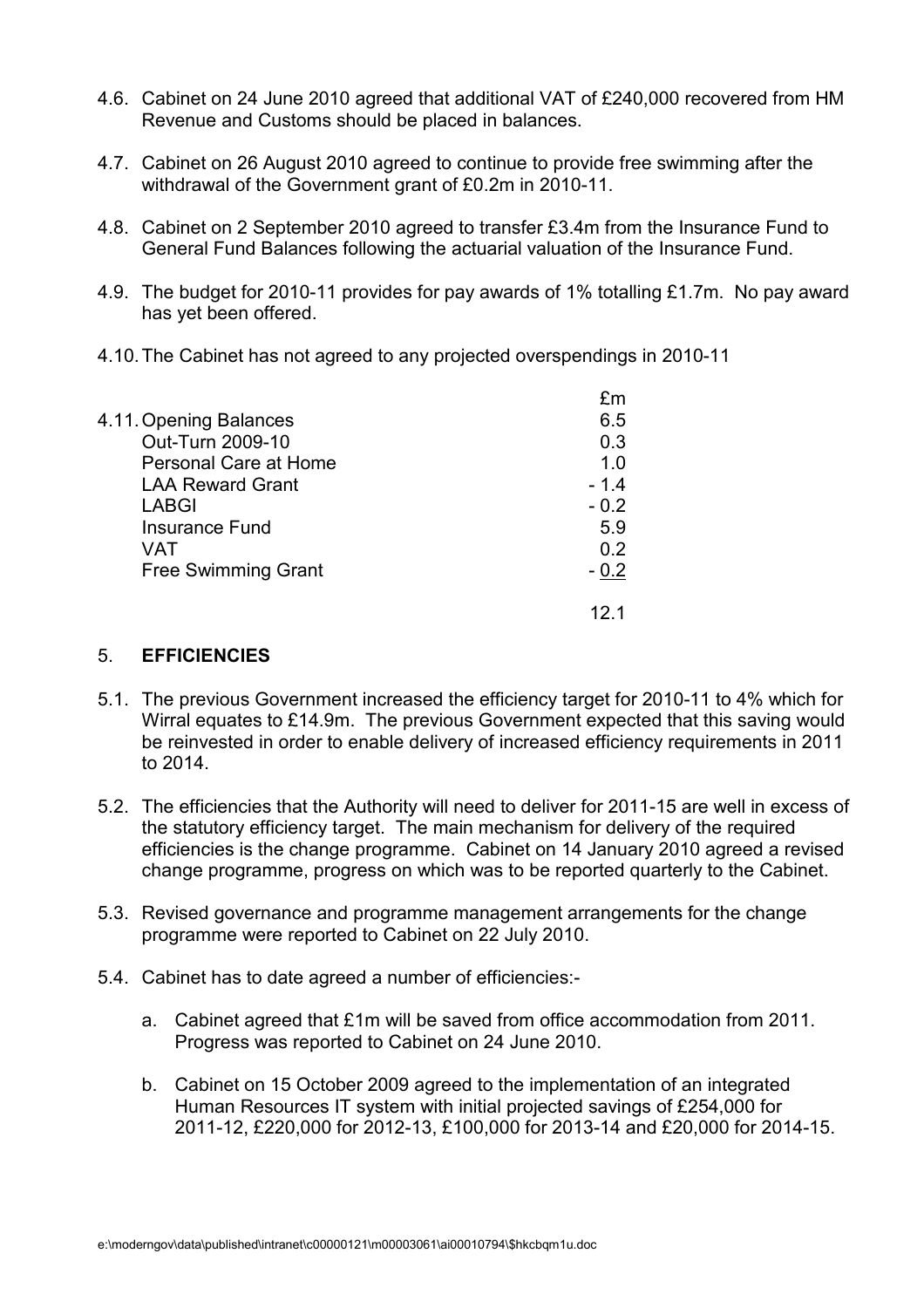4.6. Cabinet on 24 June 2010 agreed that additional VAT of £240,000 recovered from HM Revenue and Customs should be placed in balances.

4.7. Cabinet on 26 August 2010 agreed to continue to provide free swimming after the withdrawal of the Government grant of £0.2m in 2010-11.

4.8. Cabinet on 2 September 2010 agreed to transfer £3.4m from the Insurance Fund to General Fund Balances following the actuarial valuation of the Insurance Fund.

4.9. The budget for 2010-11 provides for pay awards of 1% totalling £1.7m. No pay award has yet been offered.

4.10. The Cabinet has not agreed to any projected overspendings in 2010-11

4.11.

| | £m |
|---|---|
| Opening Balances | 6.5 |
| Out-Turn 2009-10 | 0.3 |
| Personal Care at Home | 1.0 |
| LAA Reward Grant | - 1.4 |
| LABGI | - 0.2 |
| Insurance Fund | 5.9 |
| VAT | 0.2 |
| Free Swimming Grant | - 0.2 |
| | 12.1 |

## 5. EFFICIENCIES

5.1. The previous Government increased the efficiency target for 2010-11 to 4% which for Wirral equates to £14.9m. The previous Government expected that this saving would be reinvested in order to enable delivery of increased efficiency requirements in 2011 to 2014.

5.2. The efficiencies that the Authority will need to deliver for 2011-15 are well in excess of the statutory efficiency target. The main mechanism for delivery of the required efficiencies is the change programme. Cabinet on 14 January 2010 agreed a revised change programme, progress on which was to be reported quarterly to the Cabinet.

5.3. Revised governance and programme management arrangements for the change programme were reported to Cabinet on 22 July 2010.

5.4. Cabinet has to date agreed a number of efficiencies:-

a. Cabinet agreed that £1m will be saved from office accommodation from 2011. Progress was reported to Cabinet on 24 June 2010.

b. Cabinet on 15 October 2009 agreed to the implementation of an integrated Human Resources IT system with initial projected savings of £254,000 for 2011-12, £220,000 for 2012-13, £100,000 for 2013-14 and £20,000 for 2014-15.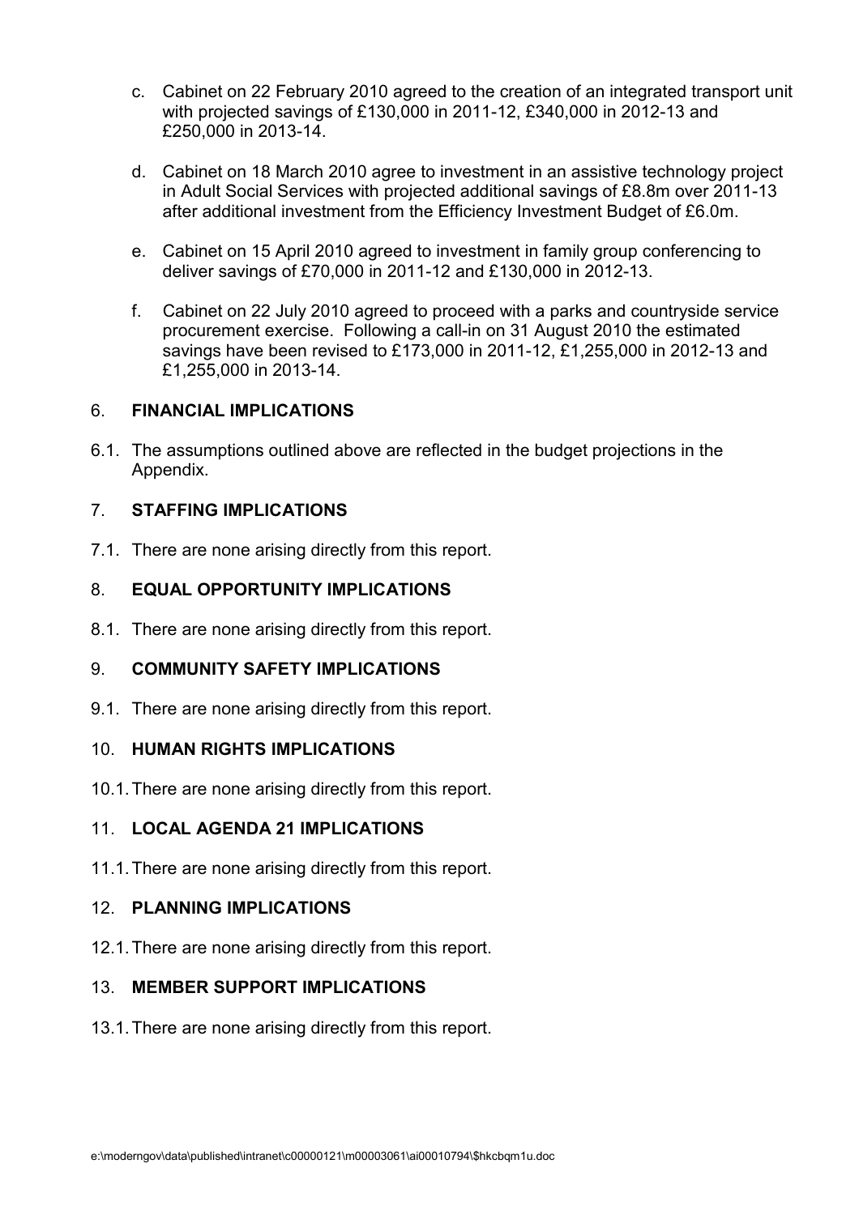c. Cabinet on 22 February 2010 agreed to the creation of an integrated transport unit with projected savings of £130,000 in 2011-12, £340,000 in 2012-13 and £250,000 in 2013-14.

d. Cabinet on 18 March 2010 agree to investment in an assistive technology project in Adult Social Services with projected additional savings of £8.8m over 2011-13 after additional investment from the Efficiency Investment Budget of £6.0m.

e. Cabinet on 15 April 2010 agreed to investment in family group conferencing to deliver savings of £70,000 in 2011-12 and £130,000 in 2012-13.

f. Cabinet on 22 July 2010 agreed to proceed with a parks and countryside service procurement exercise. Following a call-in on 31 August 2010 the estimated savings have been revised to £173,000 in 2011-12, £1,255,000 in 2012-13 and £1,255,000 in 2013-14.

## 6. FINANCIAL IMPLICATIONS

6.1. The assumptions outlined above are reflected in the budget projections in the Appendix.

## 7. STAFFING IMPLICATIONS

7.1. There are none arising directly from this report.

## 8. EQUAL OPPORTUNITY IMPLICATIONS

8.1. There are none arising directly from this report.

## 9. COMMUNITY SAFETY IMPLICATIONS

9.1. There are none arising directly from this report.

## 10. HUMAN RIGHTS IMPLICATIONS

10.1. There are none arising directly from this report.

## 11. LOCAL AGENDA 21 IMPLICATIONS

11.1. There are none arising directly from this report.

## 12. PLANNING IMPLICATIONS

12.1. There are none arising directly from this report.

## 13. MEMBER SUPPORT IMPLICATIONS

13.1. There are none arising directly from this report.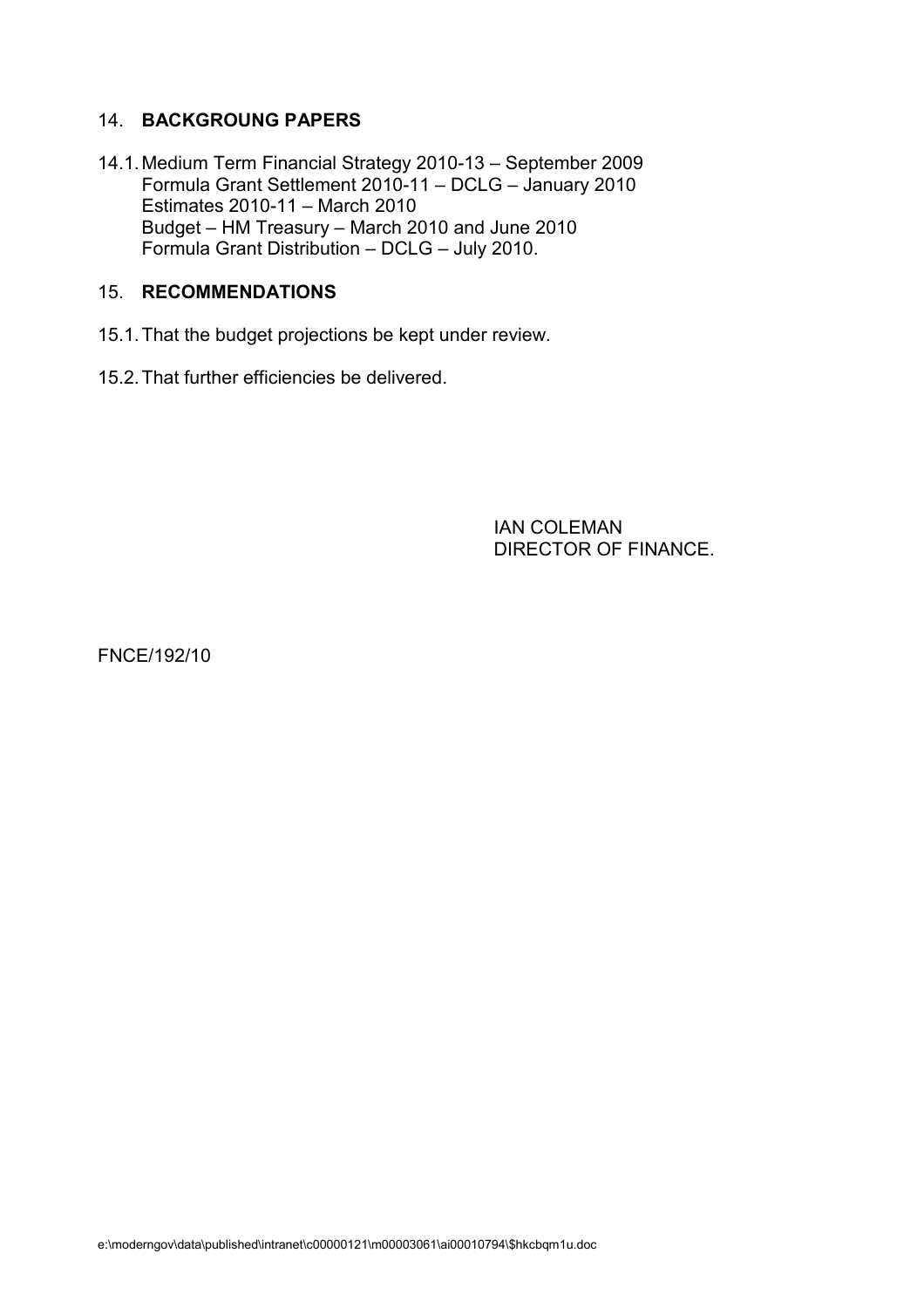## 14. BACKGROUNG PAPERS

14.1. Medium Term Financial Strategy 2010-13 – September 2009
Formula Grant Settlement 2010-11 – DCLG – January 2010
Estimates 2010-11 – March 2010
Budget – HM Treasury – March 2010 and June 2010
Formula Grant Distribution – DCLG – July 2010.

## 15. RECOMMENDATIONS

15.1. That the budget projections be kept under review.

15.2. That further efficiencies be delivered.

IAN COLEMAN
DIRECTOR OF FINANCE.

FNCE/192/10

e:\moderngov\data\published\intranet\c00000121\m00003061\ai00010794\$hkcbqm1u.doc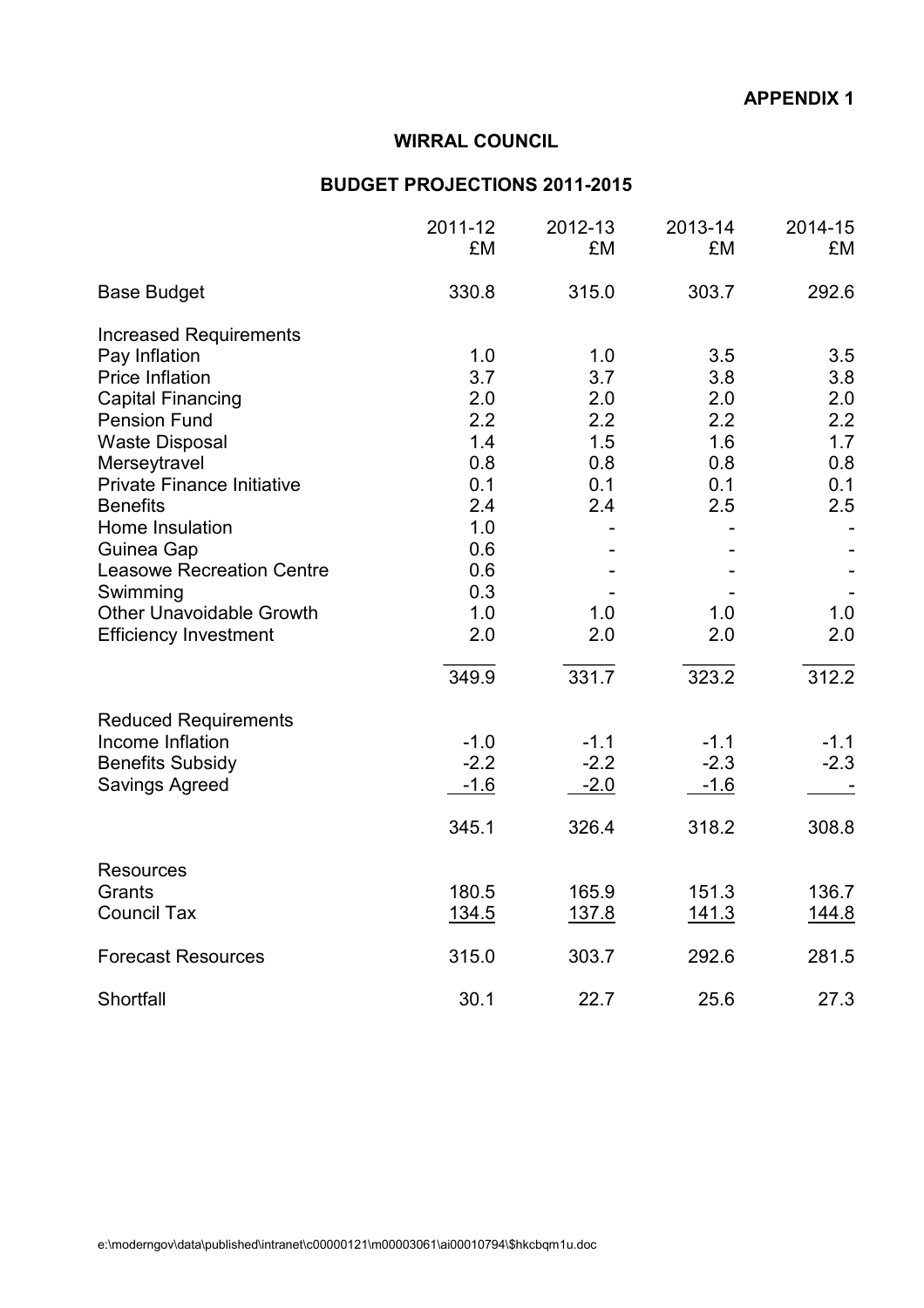**APPENDIX 1**

## WIRRAL COUNCIL

## BUDGET PROJECTIONS 2011-2015

| | 2011-12 £M | 2012-13 £M | 2013-14 £M | 2014-15 £M |
|---|---|---|---|---|
| Base Budget | 330.8 | 315.0 | 303.7 | 292.6 |
| **Increased Requirements** | | | | |
| Pay Inflation | 1.0 | 1.0 | 3.5 | 3.5 |
| Price Inflation | 3.7 | 3.7 | 3.8 | 3.8 |
| Capital Financing | 2.0 | 2.0 | 2.0 | 2.0 |
| Pension Fund | 2.2 | 2.2 | 2.2 | 2.2 |
| Waste Disposal | 1.4 | 1.5 | 1.6 | 1.7 |
| Merseytravel | 0.8 | 0.8 | 0.8 | 0.8 |
| Private Finance Initiative | 0.1 | 0.1 | 0.1 | 0.1 |
| Benefits | 2.4 | 2.4 | 2.5 | 2.5 |
| Home Insulation | 1.0 | - | - | - |
| Guinea Gap | 0.6 | - | - | - |
| Leasowe Recreation Centre | 0.6 | - | - | - |
| Swimming | 0.3 | - | - | - |
| Other Unavoidable Growth | 1.0 | 1.0 | 1.0 | 1.0 |
| Efficiency Investment | 2.0 | 2.0 | 2.0 | 2.0 |
| | 349.9 | 331.7 | 323.2 | 312.2 |
| **Reduced Requirements** | | | | |
| Income Inflation | -1.0 | -1.1 | -1.1 | -1.1 |
| Benefits Subsidy | -2.2 | -2.2 | -2.3 | -2.3 |
| Savings Agreed | -1.6 | -2.0 | -1.6 | - |
| | 345.1 | 326.4 | 318.2 | 308.8 |
| **Resources** | | | | |
| Grants | 180.5 | 165.9 | 151.3 | 136.7 |
| Council Tax | 134.5 | 137.8 | 141.3 | 144.8 |
| Forecast Resources | 315.0 | 303.7 | 292.6 | 281.5 |
| Shortfall | 30.1 | 22.7 | 25.6 | 27.3 |

e:\moderngov\data\published\intranet\c00000121\m00003061\ai00010794\$hkcbqm1u.doc